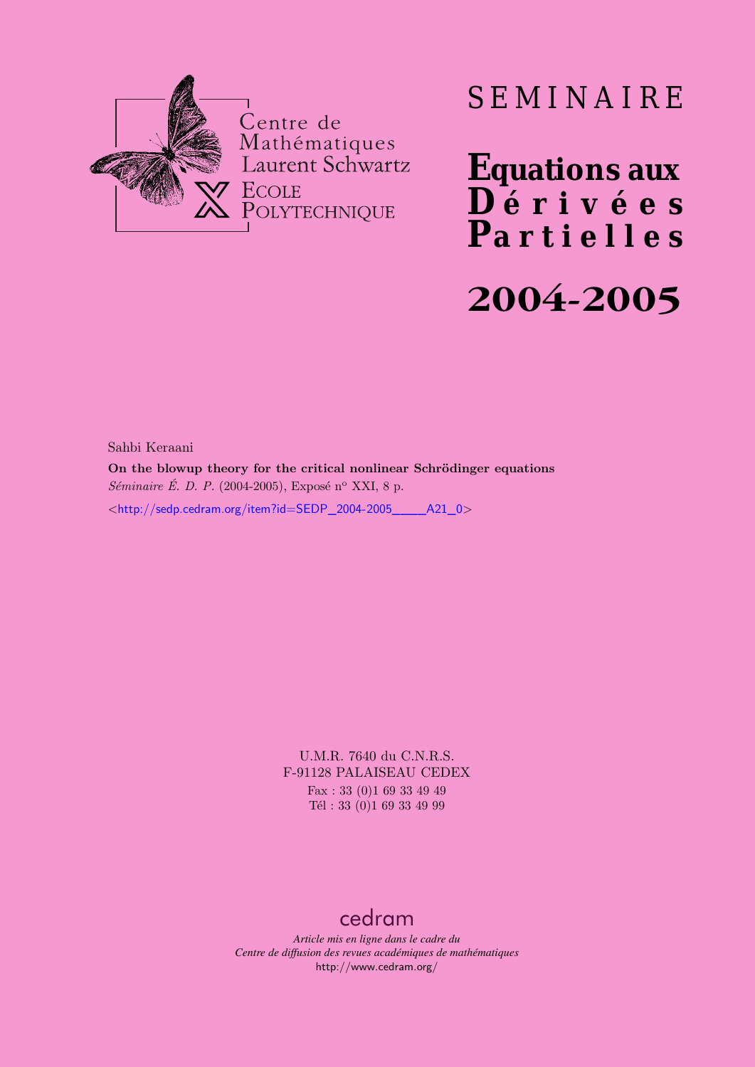Centre de Mathématiques Laurent Schwartz
ECOLE POLYTECHNIQUE

# SEMINAIRE

# Equations aux Dérivées Partielles

# 2004-2005

Sahbi Keraani

**On the blowup theory for the critical nonlinear Schrödinger equations**

*Séminaire É. D. P.* (2004-2005), Exposé n° XXI, 8 p.

<http://sedp.cedram.org/item?id=SEDP_2004-2005____A21_0>

U.M.R. 7640 du C.N.R.S.
F-91128 PALAISEAU CEDEX
Fax : 33 (0)1 69 33 49 49
Tél : 33 (0)1 69 33 49 99

cedram

*Article mis en ligne dans le cadre du*
*Centre de diffusion des revues académiques de mathématiques*
http://www.cedram.org/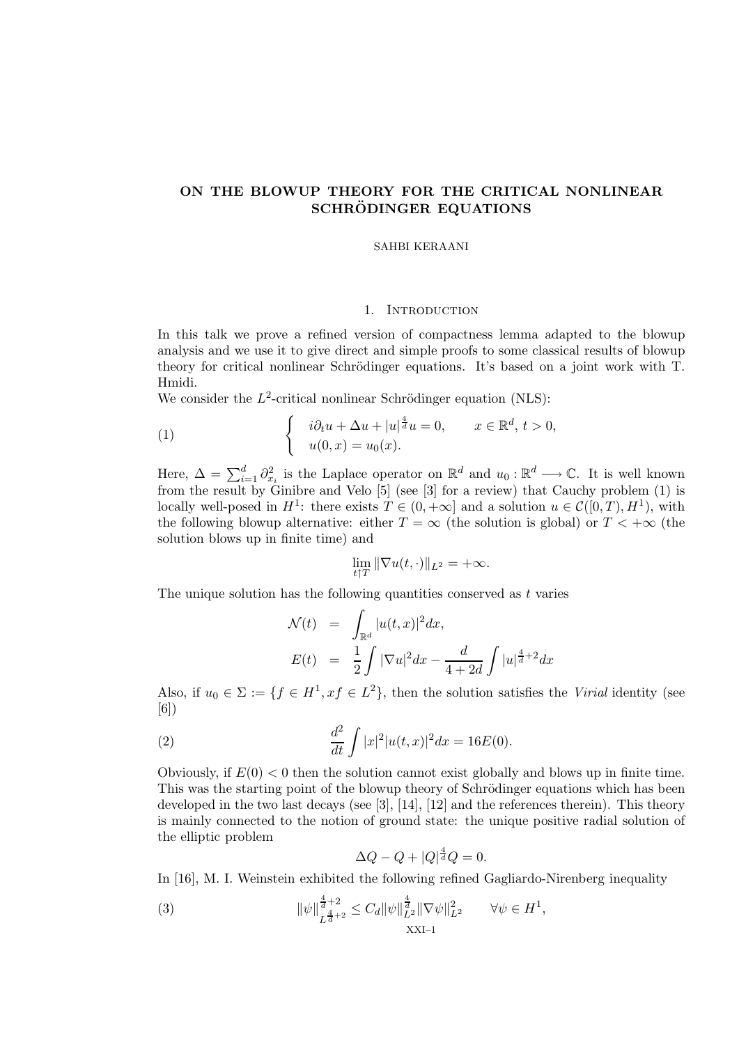# ON THE BLOWUP THEORY FOR THE CRITICAL NONLINEAR SCHRÖDINGER EQUATIONS

SAHBI KERAANI

## 1. Introduction

In this talk we prove a refined version of compactness lemma adapted to the blowup analysis and we use it to give direct and simple proofs to some classical results of blowup theory for critical nonlinear Schrödinger equations. It's based on a joint work with T. Hmidi.

We consider the $L^2$-critical nonlinear Schrödinger equation (NLS):

$$
\begin{cases} i\partial_t u + \Delta u + |u|^{\frac{4}{d}}u = 0, & x \in \mathbb{R}^d,\, t > 0, \\ u(0, x) = u_0(x). \end{cases} \tag{1}
$$

Here, $\Delta = \sum_{i=1}^d \partial_{x_i}^2$ is the Laplace operator on $\mathbb{R}^d$ and $u_0 : \mathbb{R}^d \longrightarrow \mathbb{C}$. It is well known from the result by Ginibre and Velo [5] (see [3] for a review) that Cauchy problem (1) is locally well-posed in $H^1$: there exists $T \in (0, +\infty]$ and a solution $u \in \mathcal{C}([0, T), H^1)$, with the following blowup alternative: either $T = \infty$ (the solution is global) or $T < +\infty$ (the solution blows up in finite time) and

$$
\lim_{t \uparrow T} \|\nabla u(t, \cdot)\|_{L^2} = +\infty.
$$

The unique solution has the following quantities conserved as $t$ varies

$$
\begin{aligned}
\mathcal{N}(t) &= \int_{\mathbb{R}^d} |u(t, x)|^2 dx, \\
E(t) &= \frac{1}{2} \int |\nabla u|^2 dx - \frac{d}{4 + 2d} \int |u|^{\frac{4}{d}+2} dx
\end{aligned}
$$

Also, if $u_0 \in \Sigma := \{f \in H^1, xf \in L^2\}$, then the solution satisfies the *Virial* identity (see [6])

$$
\frac{d^2}{dt^2} \int |x|^2 |u(t, x)|^2 dx = 16E(0). \tag{2}
$$

Obviously, if $E(0) < 0$ then the solution cannot exist globally and blows up in finite time. This was the starting point of the blowup theory of Schrödinger equations which has been developed in the two last decays (see [3], [14], [12] and the references therein). This theory is mainly connected to the notion of ground state: the unique positive radial solution of the elliptic problem

$$
\Delta Q - Q + |Q|^{\frac{4}{d}} Q = 0.
$$

In [16], M. I. Weinstein exhibited the following refined Gagliardo-Nirenberg inequality

$$
\|\psi\|_{L^{\frac{4}{d}+2}}^{\frac{4}{d}+2} \le C_d \|\psi\|_{L^2}^{\frac{4}{d}} \|\nabla \psi\|_{L^2}^2 \qquad \forall \psi \in H^1, \tag{3}
$$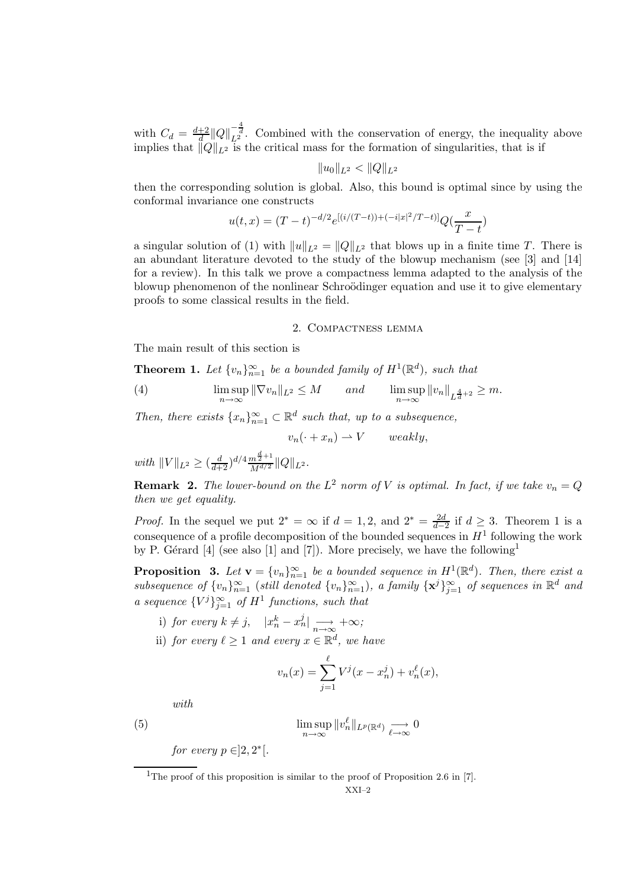with $C_d = \frac{d+2}{d}\|Q\|_{L^2}^{-\frac{4}{d}}$. Combined with the conservation of energy, the inequality above implies that $\|Q\|_{L^2}$ is the critical mass for the formation of singularities, that is if

$$\|u_0\|_{L^2} < \|Q\|_{L^2}$$

then the corresponding solution is global. Also, this bound is optimal since by using the conformal invariance one constructs

$$u(t,x) = (T-t)^{-d/2} e^{[(i/(T-t))+(-i|x|^2/T-t)]} Q(\frac{x}{T-t})$$

a singular solution of (1) with $\|u\|_{L^2} = \|Q\|_{L^2}$ that blows up in a finite time $T$. There is an abundant literature devoted to the study of the blowup mechanism (see [3] and [14] for a review). In this talk we prove a compactness lemma adapted to the analysis of the blowup phenomenon of the nonlinear Schroödinger equation and use it to give elementary proofs to some classical results in the field.

## 2. Compactness lemma

The main result of this section is

**Theorem 1.** *Let $\{v_n\}_{n=1}^{\infty}$ be a bounded family of $H^1(\mathbb{R}^d)$, such that*

$$\limsup_{n\to\infty} \|\nabla v_n\|_{L^2} \leq M \qquad and \qquad \limsup_{n\to\infty} \|v_n\|_{L^{\frac{4}{d}+2}} \geq m. \tag{4}$$

*Then, there exists $\{x_n\}_{n=1}^{\infty} \subset \mathbb{R}^d$ such that, up to a subsequence,*

$$v_n(\cdot + x_n) \rightharpoonup V \qquad weakly,$$

*with $\|V\|_{L^2} \geq (\frac{d}{d+2})^{d/4} \frac{m^{\frac{d}{2}+1}}{M^{d/2}} \|Q\|_{L^2}$.*

**Remark 2.** *The lower-bound on the $L^2$ norm of $V$ is optimal. In fact, if we take $v_n = Q$ then we get equality.*

*Proof.* In the sequel we put $2^* = \infty$ if $d = 1, 2$, and $2^* = \frac{2d}{d-2}$ if $d \geq 3$. Theorem 1 is a consequence of a profile decomposition of the bounded sequences in $H^1$ following the work by P. Gérard [4] (see also [1] and [7]). More precisely, we have the following[1]

**Proposition 3.** *Let $\mathbf{v} = \{v_n\}_{n=1}^{\infty}$ be a bounded sequence in $H^1(\mathbb{R}^d)$. Then, there exist a subsequence of $\{v_n\}_{n=1}^{\infty}$ (still denoted $\{v_n\}_{n=1}^{\infty}$), a family $\{\mathbf{x}^j\}_{j=1}^{\infty}$ of sequences in $\mathbb{R}^d$ and a sequence $\{V^j\}_{j=1}^{\infty}$ of $H^1$ functions, such that*

i) *for every $k \neq j$,* $\quad |x_n^k - x_n^j| \underset{n\to\infty}{\longrightarrow} +\infty$;

ii) *for every $\ell \geq 1$ and every $x \in \mathbb{R}^d$, we have*

$$v_n(x) = \sum_{j=1}^{\ell} V^j(x - x_n^j) + v_n^{\ell}(x),$$

*with*

$$\limsup_{n\to\infty} \|v_n^{\ell}\|_{L^p(\mathbb{R}^d)} \underset{\ell\to\infty}{\longrightarrow} 0 \tag{5}$$

*for every $p \in ]2, 2^*[$.*

[1] The proof of this proposition is similar to the proof of Proposition 2.6 in [7].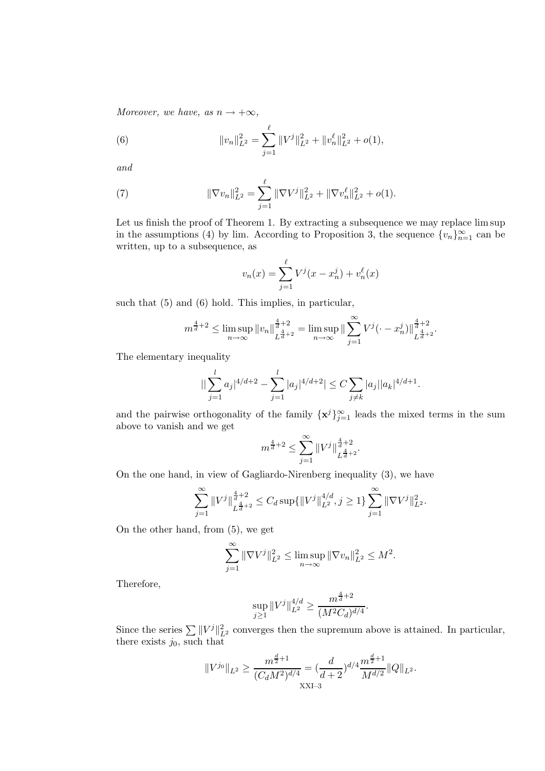*Moreover, we have, as $n \to +\infty$,*

$$\|v_n\|_{L^2}^2 = \sum_{j=1}^{\ell} \|V^j\|_{L^2}^2 + \|v_n^\ell\|_{L^2}^2 + o(1), \tag{6}$$

*and*

$$\|\nabla v_n\|_{L^2}^2 = \sum_{j=1}^{\ell} \|\nabla V^j\|_{L^2}^2 + \|\nabla v_n^\ell\|_{L^2}^2 + o(1). \tag{7}$$

Let us finish the proof of Theorem 1. By extracting a subsequence we may replace lim sup in the assumptions (4) by lim. According to Proposition 3, the sequence $\{v_n\}_{n=1}^{\infty}$ can be written, up to a subsequence, as

$$v_n(x) = \sum_{j=1}^{\ell} V^j(x - x_n^j) + v_n^\ell(x)$$

such that (5) and (6) hold. This implies, in particular,

$$m^{\frac{4}{d}+2} \leq \limsup_{n\to\infty} \|v_n\|_{L^{\frac{4}{d}+2}}^{\frac{4}{d}+2} = \limsup_{n\to\infty} \|\sum_{j=1}^{\infty} V^j(\cdot - x_n^j)\|_{L^{\frac{4}{d}+2}}^{\frac{4}{d}+2}.$$

The elementary inequality

$$||\sum_{j=1}^{l} a_j|^{4/d+2} - \sum_{j=1}^{l} |a_j|^{4/d+2}| \leq C \sum_{j\neq k} |a_j||a_k|^{4/d+1}.$$

and the pairwise orthogonality of the family $\{\mathbf{x}^j\}_{j=1}^{\infty}$ leads the mixed terms in the sum above to vanish and we get

$$m^{\frac{4}{d}+2} \leq \sum_{j=1}^{\infty} \|V^j\|_{L^{\frac{4}{d}+2}}^{\frac{4}{d}+2}.$$

On the one hand, in view of Gagliardo-Nirenberg inequality (3), we have

$$\sum_{j=1}^{\infty} \|V^j\|_{L^{\frac{4}{d}+2}}^{\frac{4}{d}+2} \leq C_d \sup\{\|V^j\|_{L^2}^{4/d}, j \geq 1\} \sum_{j=1}^{\infty} \|\nabla V^j\|_{L^2}^2.$$

On the other hand, from (5), we get

$$\sum_{j=1}^{\infty} \|\nabla V^j\|_{L^2}^2 \leq \limsup_{n\to\infty} \|\nabla v_n\|_{L^2}^2 \leq M^2.$$

Therefore,

$$\sup_{j\geq 1} \|V^j\|_{L^2}^{4/d} \geq \frac{m^{\frac{4}{d}+2}}{(M^2 C_d)^{d/4}}.$$

Since the series $\sum \|V^j\|_{L^2}^2$ converges then the supremum above is attained. In particular, there exists $j_0$, such that

$$\|V^{j_0}\|_{L^2} \geq \frac{m^{\frac{d}{2}+1}}{(C_d M^2)^{d/4}} = (\frac{d}{d+2})^{d/4} \frac{m^{\frac{d}{2}+1}}{M^{d/2}} \|Q\|_{L^2}.$$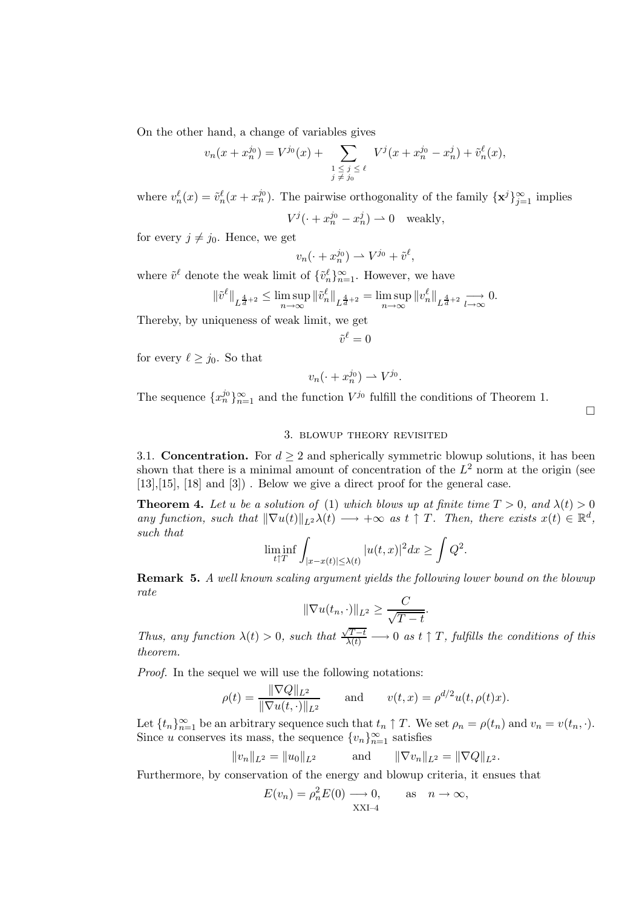On the other hand, a change of variables gives

$$v_n(x + x_n^{j_0}) = V^{j_0}(x) + \sum_{\substack{1 \le j \le \ell \\ j \ne j_0}} V^j(x + x_n^{j_0} - x_n^j) + \tilde{v}_n^\ell(x),$$

where $v_n^\ell(x) = \tilde{v}_n^\ell(x + x_n^{j_0})$. The pairwise orthogonality of the family $\{\mathbf{x}^j\}_{j=1}^\infty$ implies

$$V^j(\cdot + x_n^{j_0} - x_n^j) \rightharpoonup 0 \quad \text{weakly},$$

for every $j \ne j_0$. Hence, we get

$$v_n(\cdot + x_n^{j_0}) \rightharpoonup V^{j_0} + \tilde{v}^\ell,$$

where $\tilde{v}^\ell$ denote the weak limit of $\{\tilde{v}_n^\ell\}_{n=1}^\infty$. However, we have

$$\|\tilde{v}^\ell\|_{L^{\frac{4}{d}+2}} \le \limsup_{n\to\infty} \|\tilde{v}_n^\ell\|_{L^{\frac{4}{d}+2}} = \limsup_{n\to\infty} \|v_n^\ell\|_{L^{\frac{4}{d}+2}} \underset{l\to\infty}{\longrightarrow} 0.$$

Thereby, by uniqueness of weak limit, we get

$$\tilde{v}^\ell = 0$$

for every $\ell \ge j_0$. So that

$$v_n(\cdot + x_n^{j_0}) \rightharpoonup V^{j_0}.$$

The sequence $\{x_n^{j_0}\}_{n=1}^\infty$ and the function $V^{j_0}$ fulfill the conditions of Theorem 1.

□

## 3. Blowup theory revisited

3.1. **Concentration.** For $d \ge 2$ and spherically symmetric blowup solutions, it has been shown that there is a minimal amount of concentration of the $L^2$ norm at the origin (see [13],[15], [18] and [3]) . Below we give a direct proof for the general case.

**Theorem 4.** *Let $u$ be a solution of (1) which blows up at finite time $T > 0$, and $\lambda(t) > 0$ any function, such that $\|\nabla u(t)\|_{L^2}\lambda(t) \longrightarrow +\infty$ as $t \uparrow T$. Then, there exists $x(t) \in \mathbb{R}^d$, such that*

$$\liminf_{t\uparrow T} \int_{|x-x(t)|\le\lambda(t)} |u(t,x)|^2 dx \ge \int Q^2.$$

**Remark 5.** *A well known scaling argument yields the following lower bound on the blowup rate*

$$\|\nabla u(t_n, \cdot)\|_{L^2} \ge \frac{C}{\sqrt{T-t}}.$$

*Thus, any function $\lambda(t) > 0$, such that $\frac{\sqrt{T-t}}{\lambda(t)} \longrightarrow 0$ as $t \uparrow T$, fulfills the conditions of this theorem.*

*Proof.* In the sequel we will use the following notations:

$$\rho(t) = \frac{\|\nabla Q\|_{L^2}}{\|\nabla u(t,\cdot)\|_{L^2}} \qquad \text{and} \qquad v(t,x) = \rho^{d/2} u(t, \rho(t)x).$$

Let $\{t_n\}_{n=1}^\infty$ be an arbitrary sequence such that $t_n \uparrow T$. We set $\rho_n = \rho(t_n)$ and $v_n = v(t_n, \cdot)$. Since $u$ conserves its mass, the sequence $\{v_n\}_{n=1}^\infty$ satisfies

$$\|v_n\|_{L^2} = \|u_0\|_{L^2} \qquad \text{and} \qquad \|\nabla v_n\|_{L^2} = \|\nabla Q\|_{L^2}.$$

Furthermore, by conservation of the energy and blowup criteria, it ensues that

$$E(v_n) = \rho_n^2 E(0) \longrightarrow 0, \qquad \text{as} \quad n \to \infty,$$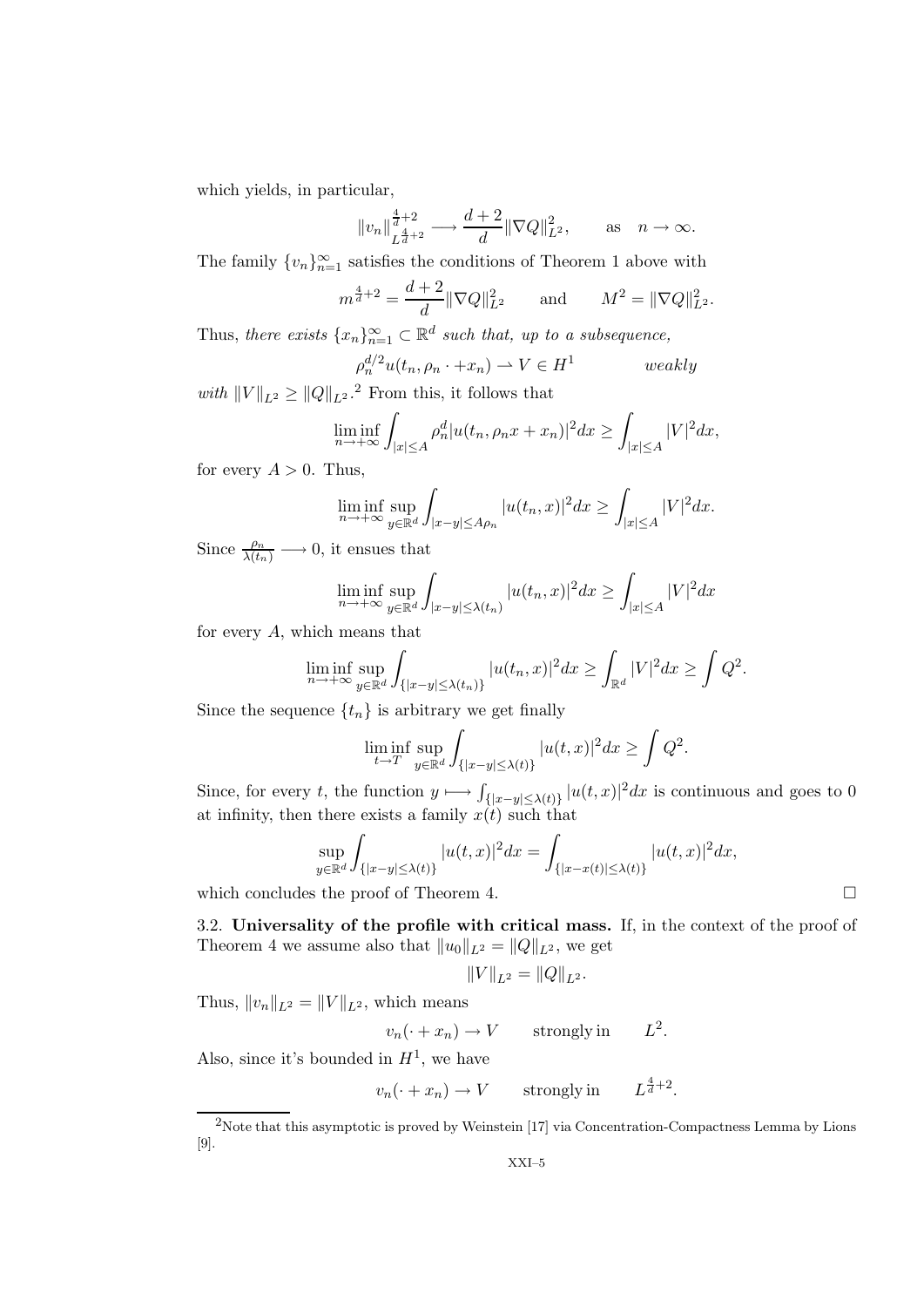which yields, in particular,

$$\|v_n\|_{L^{\frac{4}{d}+2}}^{\frac{4}{d}+2} \longrightarrow \frac{d+2}{d}\|\nabla Q\|_{L^2}^2, \qquad \text{as} \quad n \to \infty.$$

The family $\{v_n\}_{n=1}^{\infty}$ satisfies the conditions of Theorem 1 above with

$$m^{\frac{4}{d}+2} = \frac{d+2}{d}\|\nabla Q\|_{L^2}^2 \qquad \text{and} \qquad M^2 = \|\nabla Q\|_{L^2}^2.$$

Thus, *there exists* $\{x_n\}_{n=1}^{\infty} \subset \mathbb{R}^d$ *such that, up to a subsequence,*

$$\rho_n^{d/2} u(t_n, \rho_n \cdot + x_n) \rightharpoonup V \in H^1 \qquad\qquad \textit{weakly}$$

*with* $\|V\|_{L^2} \geq \|Q\|_{L^2}$.[2] From this, it follows that

$$\liminf_{n\to+\infty} \int_{|x|\leq A} \rho_n^d |u(t_n, \rho_n x + x_n)|^2 dx \geq \int_{|x|\leq A} |V|^2 dx,$$

for every $A > 0$. Thus,

$$\liminf_{n\to+\infty} \sup_{y\in\mathbb{R}^d} \int_{|x-y|\leq A\rho_n} |u(t_n, x)|^2 dx \geq \int_{|x|\leq A} |V|^2 dx.$$

Since $\frac{\rho_n}{\lambda(t_n)} \longrightarrow 0$, it ensues that

$$\liminf_{n\to+\infty} \sup_{y\in\mathbb{R}^d} \int_{|x-y|\leq \lambda(t_n)} |u(t_n, x)|^2 dx \geq \int_{|x|\leq A} |V|^2 dx$$

for every $A$, which means that

$$\liminf_{n\to+\infty} \sup_{y\in\mathbb{R}^d} \int_{\{|x-y|\leq \lambda(t_n)\}} |u(t_n, x)|^2 dx \geq \int_{\mathbb{R}^d} |V|^2 dx \geq \int Q^2.$$

Since the sequence $\{t_n\}$ is arbitrary we get finally

$$\liminf_{t\to T} \sup_{y\in\mathbb{R}^d} \int_{\{|x-y|\leq \lambda(t)\}} |u(t, x)|^2 dx \geq \int Q^2.$$

Since, for every $t$, the function $y \longmapsto \int_{\{|x-y|\leq\lambda(t)\}} |u(t,x)|^2 dx$ is continuous and goes to 0 at infinity, then there exists a family $x(t)$ such that

$$\sup_{y\in\mathbb{R}^d} \int_{\{|x-y|\leq \lambda(t)\}} |u(t, x)|^2 dx = \int_{\{|x-x(t)|\leq \lambda(t)\}} |u(t, x)|^2 dx,$$

which concludes the proof of Theorem 4. □

3.2. **Universality of the profile with critical mass.** If, in the context of the proof of Theorem 4 we assume also that $\|u_0\|_{L^2} = \|Q\|_{L^2}$, we get

$$\|V\|_{L^2} = \|Q\|_{L^2}.$$

Thus, $\|v_n\|_{L^2} = \|V\|_{L^2}$, which means

$$v_n(\cdot + x_n) \to V \qquad \text{strongly in} \qquad L^2.$$

Also, since it's bounded in $H^1$, we have

$$v_n(\cdot + x_n) \to V \qquad \text{strongly in} \qquad L^{\frac{4}{d}+2}.$$

[2] Note that this asymptotic is proved by Weinstein [17] via Concentration-Compactness Lemma by Lions [9].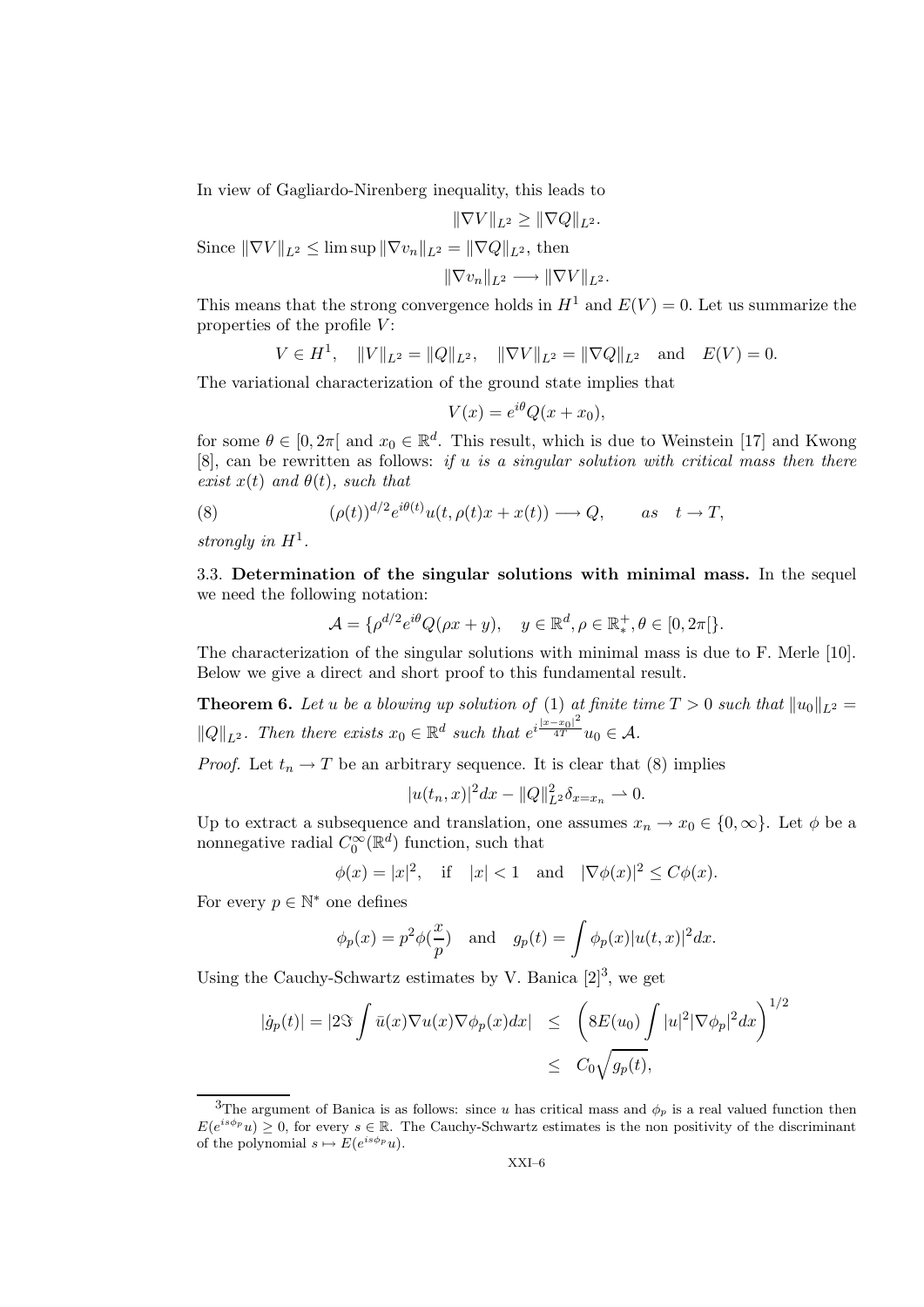In view of Gagliardo-Nirenberg inequality, this leads to

$$\|\nabla V\|_{L^2} \geq \|\nabla Q\|_{L^2}.$$

Since $\|\nabla V\|_{L^2} \leq \limsup \|\nabla v_n\|_{L^2} = \|\nabla Q\|_{L^2}$, then

$$\|\nabla v_n\|_{L^2} \longrightarrow \|\nabla V\|_{L^2}.$$

This means that the strong convergence holds in $H^1$ and $E(V) = 0$. Let us summarize the properties of the profile $V$:

$$V \in H^1, \quad \|V\|_{L^2} = \|Q\|_{L^2}, \quad \|\nabla V\|_{L^2} = \|\nabla Q\|_{L^2} \quad \text{and} \quad E(V) = 0.$$

The variational characterization of the ground state implies that

$$V(x) = e^{i\theta} Q(x + x_0),$$

for some $\theta \in [0, 2\pi[$ and $x_0 \in \mathbb{R}^d$. This result, which is due to Weinstein [17] and Kwong [8], can be rewritten as follows: *if $u$ is a singular solution with critical mass then there exist $x(t)$ and $\theta(t)$, such that*

$$(8) \qquad (\rho(t))^{d/2} e^{i\theta(t)} u(t, \rho(t)x + x(t)) \longrightarrow Q, \qquad as \quad t \to T,$$

*strongly in $H^1$.*

### 3.3. Determination of the singular solutions with minimal mass.

In the sequel we need the following notation:

$$\mathcal{A} = \{\rho^{d/2} e^{i\theta} Q(\rho x + y), \quad y \in \mathbb{R}^d, \rho \in \mathbb{R}^+_*, \theta \in [0, 2\pi[\}.$$

The characterization of the singular solutions with minimal mass is due to F. Merle [10]. Below we give a direct and short proof to this fundamental result.

**Theorem 6.** *Let $u$ be a blowing up solution of (1) at finite time $T > 0$ such that $\|u_0\|_{L^2} = \|Q\|_{L^2}$. Then there exists $x_0 \in \mathbb{R}^d$ such that $e^{i\frac{|x-x_0|^2}{4T}} u_0 \in \mathcal{A}$.*

*Proof.* Let $t_n \to T$ be an arbitrary sequence. It is clear that (8) implies

$$|u(t_n, x)|^2 dx - \|Q\|^2_{L^2} \delta_{x = x_n} \rightharpoonup 0.$$

Up to extract a subsequence and translation, one assumes $x_n \to x_0 \in \{0, \infty\}$. Let $\phi$ be a nonnegative radial $C_0^\infty(\mathbb{R}^d)$ function, such that

$$\phi(x) = |x|^2, \quad \text{if} \quad |x| < 1 \quad \text{and} \quad |\nabla \phi(x)|^2 \leq C\phi(x).$$

For every $p \in \mathbb{N}^*$ one defines

$$\phi_p(x) = p^2 \phi(\frac{x}{p}) \quad \text{and} \quad g_p(t) = \int \phi_p(x) |u(t, x)|^2 dx.$$

Using the Cauchy-Schwartz estimates by V. Banica [2][3], we get

$$\begin{aligned} |\dot{g}_p(t)| = |2\Im \int \bar{u}(x) \nabla u(x) \nabla \phi_p(x) dx| &\leq \left( 8E(u_0) \int |u|^2 |\nabla \phi_p|^2 dx \right)^{1/2} \\ &\leq C_0 \sqrt{g_p(t)}, \end{aligned}$$

[3]The argument of Banica is as follows: since $u$ has critical mass and $\phi_p$ is a real valued function then $E(e^{is\phi_p} u) \geq 0$, for every $s \in \mathbb{R}$. The Cauchy-Schwartz estimates is the non positivity of the discriminant of the polynomial $s \mapsto E(e^{is\phi_p} u)$.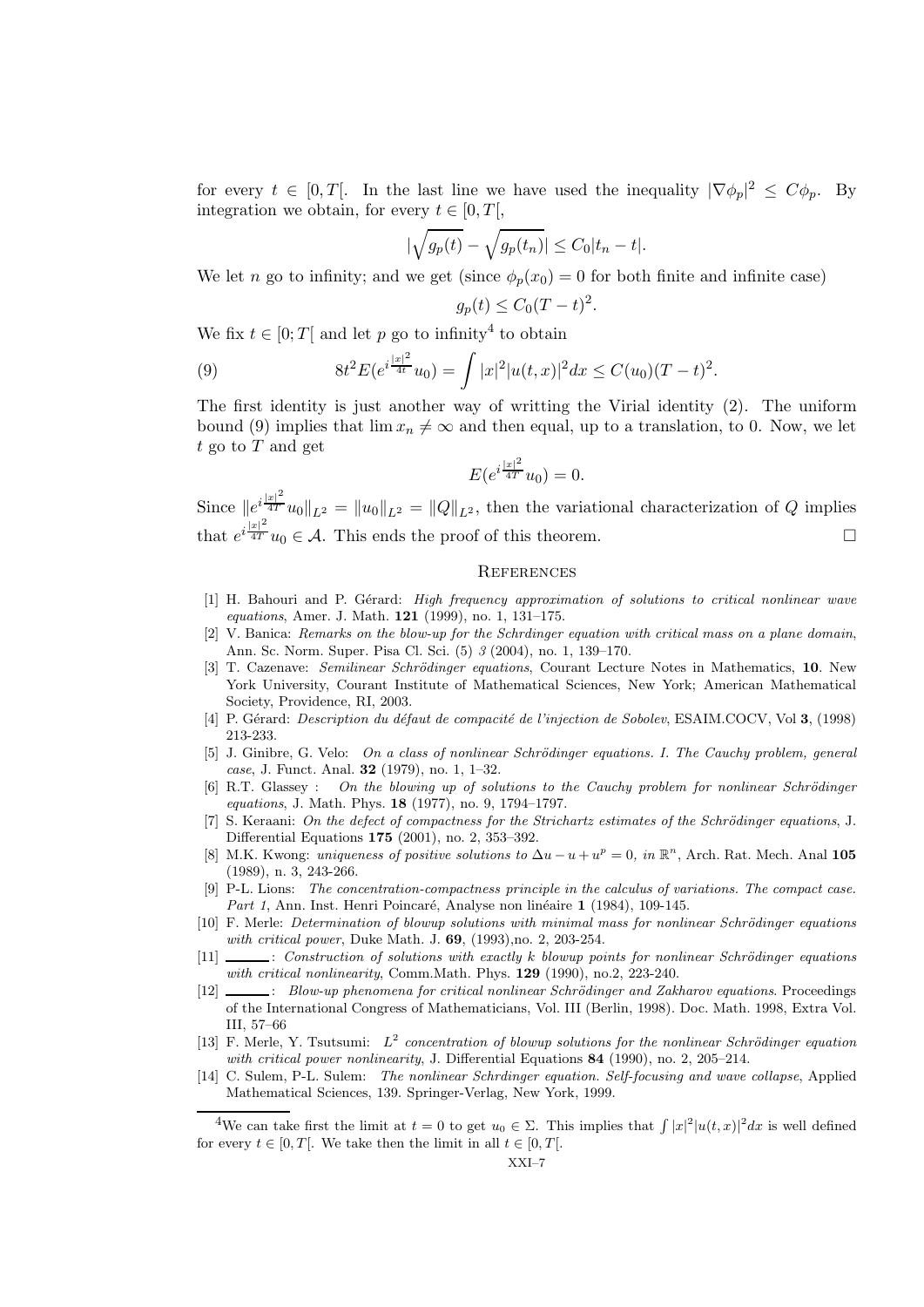for every $t \in [0, T[$. In the last line we have used the inequality $|\nabla \phi_p|^2 \leq C\phi_p$. By integration we obtain, for every $t \in [0, T[$,

$$|\sqrt{g_p(t)} - \sqrt{g_p(t_n)}| \leq C_0 |t_n - t|.$$

We let $n$ go to infinity; and we get (since $\phi_p(x_0) = 0$ for both finite and infinite case)

$$g_p(t) \leq C_0(T-t)^2.$$

We fix $t \in [0; T[$ and let $p$ go to infinity[4] to obtain

$$8t^2 E(e^{i\frac{|x|^2}{4t}} u_0) = \int |x|^2 |u(t,x)|^2 dx \leq C(u_0)(T-t)^2. \tag{9}$$

The first identity is just another way of writting the Virial identity (2). The uniform bound (9) implies that $\lim x_n \neq \infty$ and then equal, up to a translation, to 0. Now, we let $t$ go to $T$ and get

$$E(e^{i\frac{|x|^2}{4T}} u_0) = 0.$$

Since $\|e^{i\frac{|x|^2}{4T}} u_0\|_{L^2} = \|u_0\|_{L^2} = \|Q\|_{L^2}$, then the variational characterization of $Q$ implies that $e^{i\frac{|x|^2}{4T}} u_0 \in \mathcal{A}$. This ends the proof of this theorem. □

## References

[1] H. Bahouri and P. Gérard: *High frequency approximation of solutions to critical nonlinear wave equations*, Amer. J. Math. **121** (1999), no. 1, 131–175.

[2] V. Banica: *Remarks on the blow-up for the Schrdinger equation with critical mass on a plane domain*, Ann. Sc. Norm. Super. Pisa Cl. Sci. (5) *3* (2004), no. 1, 139–170.

[3] T. Cazenave: *Semilinear Schrödinger equations*, Courant Lecture Notes in Mathematics, **10**. New York University, Courant Institute of Mathematical Sciences, New York; American Mathematical Society, Providence, RI, 2003.

[4] P. Gérard: *Description du défaut de compacité de l'injection de Sobolev*, ESAIM.COCV, Vol **3**, (1998) 213-233.

[5] J. Ginibre, G. Velo: *On a class of nonlinear Schrödinger equations. I. The Cauchy problem, general case*, J. Funct. Anal. **32** (1979), no. 1, 1–32.

[6] R.T. Glassey : *On the blowing up of solutions to the Cauchy problem for nonlinear Schrödinger equations*, J. Math. Phys. **18** (1977), no. 9, 1794–1797.

[7] S. Keraani: *On the defect of compactness for the Strichartz estimates of the Schrödinger equations*, J. Differential Equations **175** (2001), no. 2, 353–392.

[8] M.K. Kwong: *uniqueness of positive solutions to $\Delta u - u + u^p = 0$, in $\mathbb{R}^n$*, Arch. Rat. Mech. Anal **105** (1989), n. 3, 243-266.

[9] P-L. Lions: *The concentration-compactness principle in the calculus of variations. The compact case. Part 1*, Ann. Inst. Henri Poincaré, Analyse non linéaire **1** (1984), 109-145.

[10] F. Merle: *Determination of blowup solutions with minimal mass for nonlinear Schrödinger equations with critical power*, Duke Math. J. **69**, (1993),no. 2, 203-254.

[11] ______: *Construction of solutions with exactly k blowup points for nonlinear Schrödinger equations with critical nonlinearity*, Comm.Math. Phys. **129** (1990), no.2, 223-240.

[12] ______: *Blow-up phenomena for critical nonlinear Schrödinger and Zakharov equations*. Proceedings of the International Congress of Mathematicians, Vol. III (Berlin, 1998). Doc. Math. 1998, Extra Vol. III, 57–66

[13] F. Merle, Y. Tsutsumi: *$L^2$ concentration of blowup solutions for the nonlinear Schrödinger equation with critical power nonlinearity*, J. Differential Equations **84** (1990), no. 2, 205–214.

[14] C. Sulem, P-L. Sulem: *The nonlinear Schrdinger equation. Self-focusing and wave collapse*, Applied Mathematical Sciences, 139. Springer-Verlag, New York, 1999.

---

[4] We can take first the limit at $t = 0$ to get $u_0 \in \Sigma$. This implies that $\int |x|^2 |u(t,x)|^2 dx$ is well defined for every $t \in [0, T[$. We take then the limit in all $t \in [0, T[$.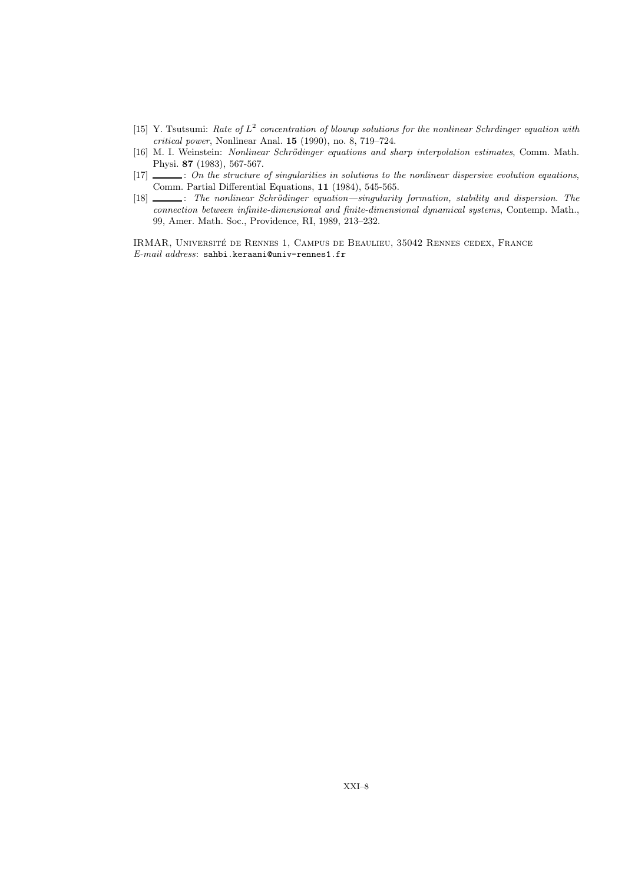[15] Y. Tsutsumi: *Rate of $L^2$ concentration of blowup solutions for the nonlinear Schrdinger equation with critical power*, Nonlinear Anal. **15** (1990), no. 8, 719–724.

[16] M. I. Weinstein: *Nonlinear Schrödinger equations and sharp interpolation estimates*, Comm. Math. Physi. **87** (1983), 567-567.

[17] ______: *On the structure of singularities in solutions to the nonlinear dispersive evolution equations*, Comm. Partial Differential Equations, **11** (1984), 545-565.

[18] ______: *The nonlinear Schrödinger equation—singularity formation, stability and dispersion. The connection between infinite-dimensional and finite-dimensional dynamical systems*, Contemp. Math., 99, Amer. Math. Soc., Providence, RI, 1989, 213–232.

IRMAR, Université de Rennes 1, Campus de Beaulieu, 35042 Rennes cedex, France
*E-mail address*: sahbi.keraani@univ-rennes1.fr